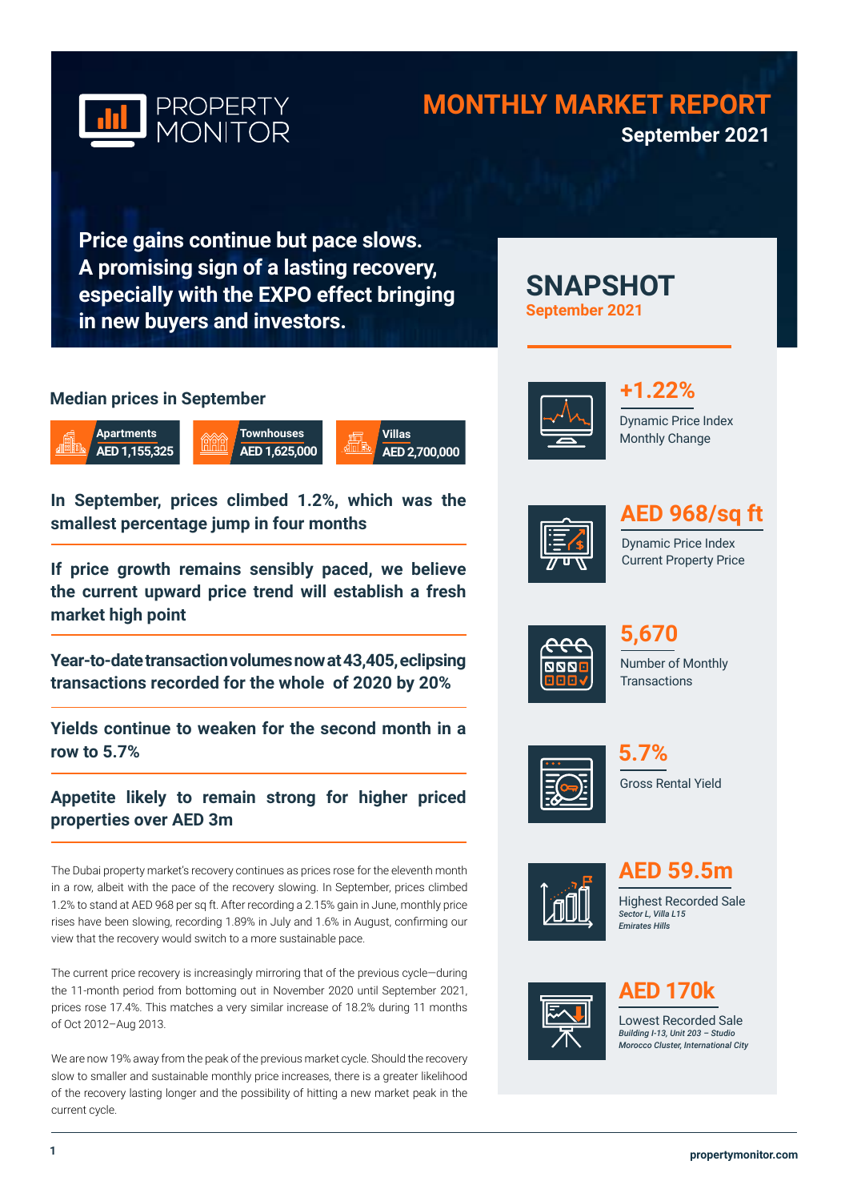PROPERTY MONITOR

# MONTHLY MARKET REPORT

**September 2021**

## Price gains continue but pace slows. A promising sign of a lasting recovery, especially with the EXPO effect bringing in new buyers and investors.

### Median prices in September

- **Apartments** AED 1,155,325
- **Townhouses** AED 1,625,000
- **Villas** AED 2,700,000

**In September, prices climbed 1.2%, which was the smallest percentage jump in four months**

**If price growth remains sensibly paced, we believe the current upward price trend will establish a fresh market high point**

**Year-to-date transaction volumes now at 43,405, eclipsing transactions recorded for the whole of 2020 by 20%**

**Yields continue to weaken for the second month in a row to 5.7%**

**Appetite likely to remain strong for higher priced properties over AED 3m**

The Dubai property market's recovery continues as prices rose for the eleventh month in a row, albeit with the pace of the recovery slowing. In September, prices climbed 1.2% to stand at AED 968 per sq ft. After recording a 2.15% gain in June, monthly price rises have been slowing, recording 1.89% in July and 1.6% in August, confirming our view that the recovery would switch to a more sustainable pace.

The current price recovery is increasingly mirroring that of the previous cycle—during the 11-month period from bottoming out in November 2020 until September 2021, prices rose 17.4%. This matches a very similar increase of 18.2% during 11 months of Oct 2012–Aug 2013.

We are now 19% away from the peak of the previous market cycle. Should the recovery slow to smaller and sustainable monthly price increases, there is a greater likelihood of the recovery lasting longer and the possibility of hitting a new market peak in the current cycle.

## SNAPSHOT

**September 2021**

**+1.22%**
Dynamic Price Index Monthly Change

**AED 968/sq ft**
Dynamic Price Index Current Property Price

**5,670**
Number of Monthly Transactions

**5.7%**
Gross Rental Yield

**AED 59.5m**
Highest Recorded Sale
*Sector L, Villa L15 Emirates Hills*

**AED 170k**
Lowest Recorded Sale
*Building I-13, Unit 203 – Studio Morocco Cluster, International City*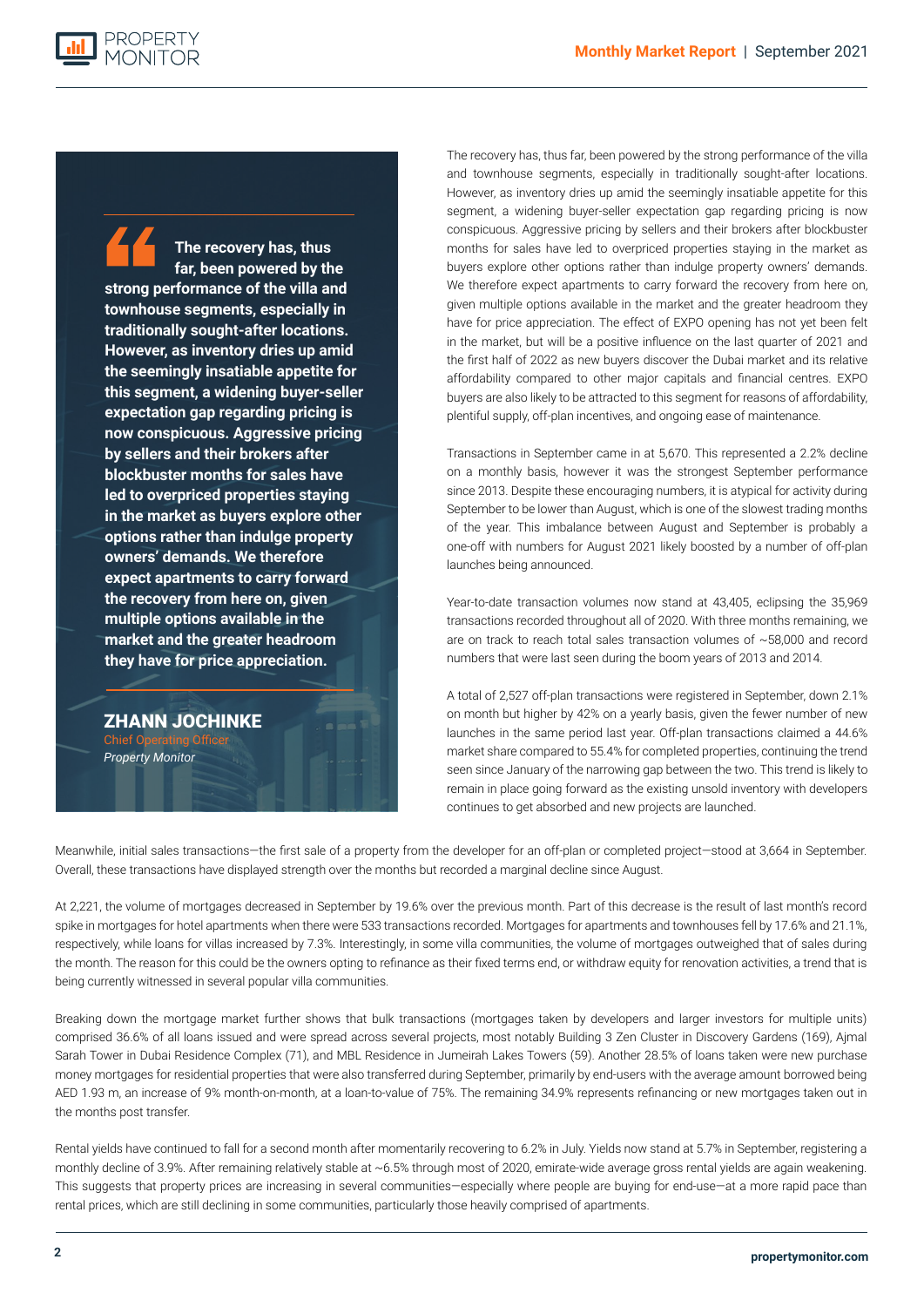> **The recovery has, thus far, been powered by the strong performance of the villa and townhouse segments, especially in traditionally sought-after locations. However, as inventory dries up amid the seemingly insatiable appetite for this segment, a widening buyer-seller expectation gap regarding pricing is now conspicuous. Aggressive pricing by sellers and their brokers after blockbuster months for sales have led to overpriced properties staying in the market as buyers explore other options rather than indulge property owners' demands. We therefore expect apartments to carry forward the recovery from here on, given multiple options available in the market and the greater headroom they have for price appreciation.**
>
> **ZHANN JOCHINKE**
> Chief Operating Officer
> *Property Monitor*

The recovery has, thus far, been powered by the strong performance of the villa and townhouse segments, especially in traditionally sought-after locations. However, as inventory dries up amid the seemingly insatiable appetite for this segment, a widening buyer-seller expectation gap regarding pricing is now conspicuous. Aggressive pricing by sellers and their brokers after blockbuster months for sales have led to overpriced properties staying in the market as buyers explore other options rather than indulge property owners' demands. We therefore expect apartments to carry forward the recovery from here on, given multiple options available in the market and the greater headroom they have for price appreciation. The effect of EXPO opening has not yet been felt in the market, but will be a positive influence on the last quarter of 2021 and the first half of 2022 as new buyers discover the Dubai market and its relative affordability compared to other major capitals and financial centres. EXPO buyers are also likely to be attracted to this segment for reasons of affordability, plentiful supply, off-plan incentives, and ongoing ease of maintenance.

Transactions in September came in at 5,670. This represented a 2.2% decline on a monthly basis, however it was the strongest September performance since 2013. Despite these encouraging numbers, it is atypical for activity during September to be lower than August, which is one of the slowest trading months of the year. This imbalance between August and September is probably a one-off with numbers for August 2021 likely boosted by a number of off-plan launches being announced.

Year-to-date transaction volumes now stand at 43,405, eclipsing the 35,969 transactions recorded throughout all of 2020. With three months remaining, we are on track to reach total sales transaction volumes of ~58,000 and record numbers that were last seen during the boom years of 2013 and 2014.

A total of 2,527 off-plan transactions were registered in September, down 2.1% on month but higher by 42% on a yearly basis, given the fewer number of new launches in the same period last year. Off-plan transactions claimed a 44.6% market share compared to 55.4% for completed properties, continuing the trend seen since January of the narrowing gap between the two. This trend is likely to remain in place going forward as the existing unsold inventory with developers continues to get absorbed and new projects are launched.

Meanwhile, initial sales transactions—the first sale of a property from the developer for an off-plan or completed project—stood at 3,664 in September. Overall, these transactions have displayed strength over the months but recorded a marginal decline since August.

At 2,221, the volume of mortgages decreased in September by 19.6% over the previous month. Part of this decrease is the result of last month's record spike in mortgages for hotel apartments when there were 533 transactions recorded. Mortgages for apartments and townhouses fell by 17.6% and 21.1%, respectively, while loans for villas increased by 7.3%. Interestingly, in some villa communities, the volume of mortgages outweighed that of sales during the month. The reason for this could be the owners opting to refinance as their fixed terms end, or withdraw equity for renovation activities, a trend that is being currently witnessed in several popular villa communities.

Breaking down the mortgage market further shows that bulk transactions (mortgages taken by developers and larger investors for multiple units) comprised 36.6% of all loans issued and were spread across several projects, most notably Building 3 Zen Cluster in Discovery Gardens (169), Ajmal Sarah Tower in Dubai Residence Complex (71), and MBL Residence in Jumeirah Lakes Towers (59). Another 28.5% of loans taken were new purchase money mortgages for residential properties that were also transferred during September, primarily by end-users with the average amount borrowed being AED 1.93 m, an increase of 9% month-on-month, at a loan-to-value of 75%. The remaining 34.9% represents refinancing or new mortgages taken out in the months post transfer.

Rental yields have continued to fall for a second month after momentarily recovering to 6.2% in July. Yields now stand at 5.7% in September, registering a monthly decline of 3.9%. After remaining relatively stable at ~6.5% through most of 2020, emirate-wide average gross rental yields are again weakening. This suggests that property prices are increasing in several communities—especially where people are buying for end-use—at a more rapid pace than rental prices, which are still declining in some communities, particularly those heavily comprised of apartments.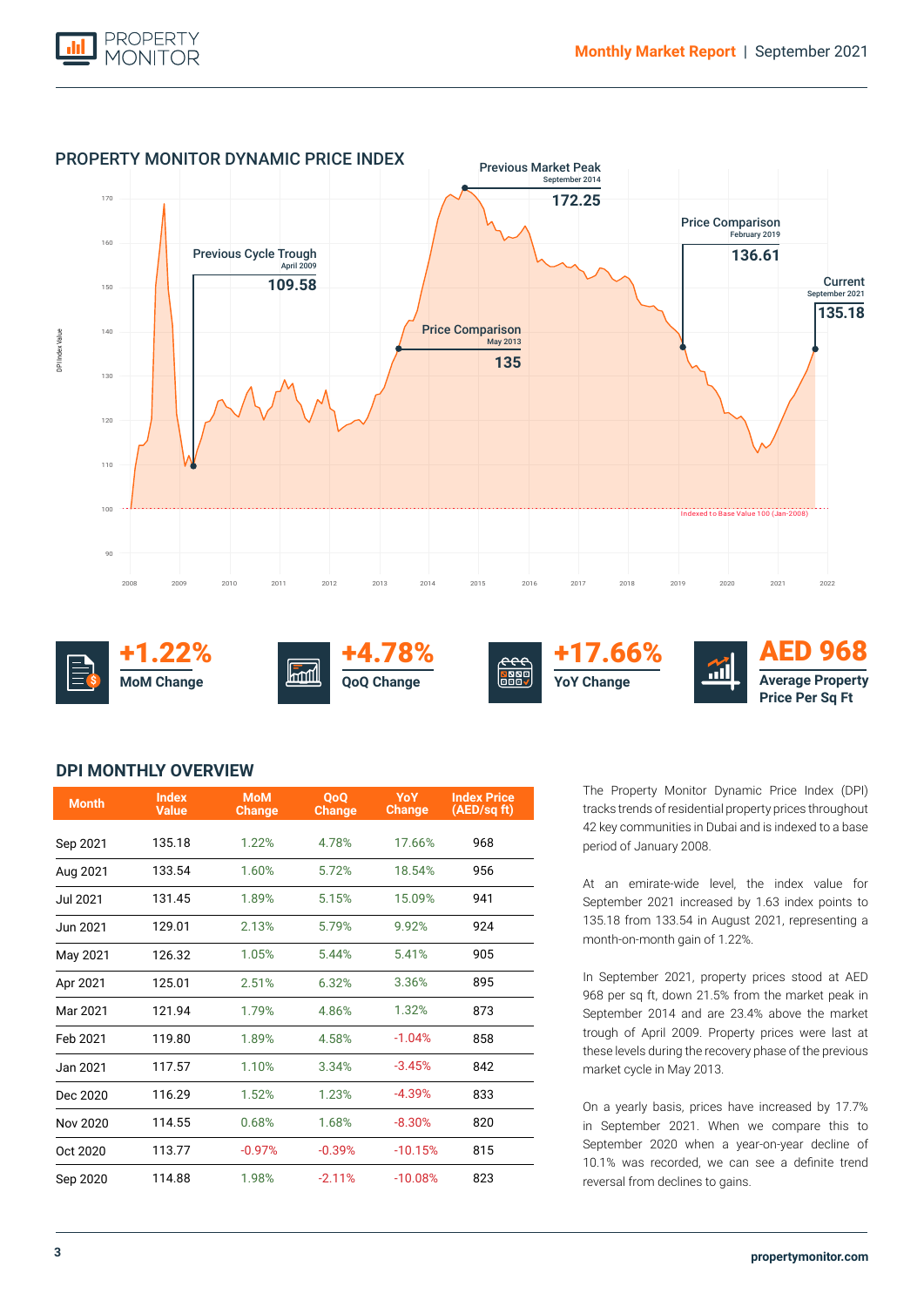## PROPERTY MONITOR DYNAMIC PRICE INDEX

Previous Market Peak
September 2014
**172.25**

Previous Cycle Trough
April 2009
**109.58**

Price Comparison
May 2013
**135**

Price Comparison
February 2019
**136.61**

Current
September 2021
**135.18**

Indexed to Base Value 100 (Jan-2008)

**+1.22%**
MoM Change

**+4.78%**
QoQ Change

**+17.66%**
YoY Change

**AED 968**
Average Property Price Per Sq Ft

## DPI MONTHLY OVERVIEW

| Month | Index Value | MoM Change | QoQ Change | YoY Change | Index Price (AED/sq ft) |
|---|---|---|---|---|---|
| Sep 2021 | 135.18 | 1.22% | 4.78% | 17.66% | 968 |
| Aug 2021 | 133.54 | 1.60% | 5.72% | 18.54% | 956 |
| Jul 2021 | 131.45 | 1.89% | 5.15% | 15.09% | 941 |
| Jun 2021 | 129.01 | 2.13% | 5.79% | 9.92% | 924 |
| May 2021 | 126.32 | 1.05% | 5.44% | 5.41% | 905 |
| Apr 2021 | 125.01 | 2.51% | 6.32% | 3.36% | 895 |
| Mar 2021 | 121.94 | 1.79% | 4.86% | 1.32% | 873 |
| Feb 2021 | 119.80 | 1.89% | 4.58% | -1.04% | 858 |
| Jan 2021 | 117.57 | 1.10% | 3.34% | -3.45% | 842 |
| Dec 2020 | 116.29 | 1.52% | 1.23% | -4.39% | 833 |
| Nov 2020 | 114.55 | 0.68% | 1.68% | -8.30% | 820 |
| Oct 2020 | 113.77 | -0.97% | -0.39% | -10.15% | 815 |
| Sep 2020 | 114.88 | 1.98% | -2.11% | -10.08% | 823 |

The Property Monitor Dynamic Price Index (DPI) tracks trends of residential property prices throughout 42 key communities in Dubai and is indexed to a base period of January 2008.

At an emirate-wide level, the index value for September 2021 increased by 1.63 index points to 135.18 from 133.54 in August 2021, representing a month-on-month gain of 1.22%.

In September 2021, property prices stood at AED 968 per sq ft, down 21.5% from the market peak in September 2014 and are 23.4% above the market trough of April 2009. Property prices were last at these levels during the recovery phase of the previous market cycle in May 2013.

On a yearly basis, prices have increased by 17.7% in September 2021. When we compare this to September 2020 when a year-on-year decline of 10.1% was recorded, we can see a definite trend reversal from declines to gains.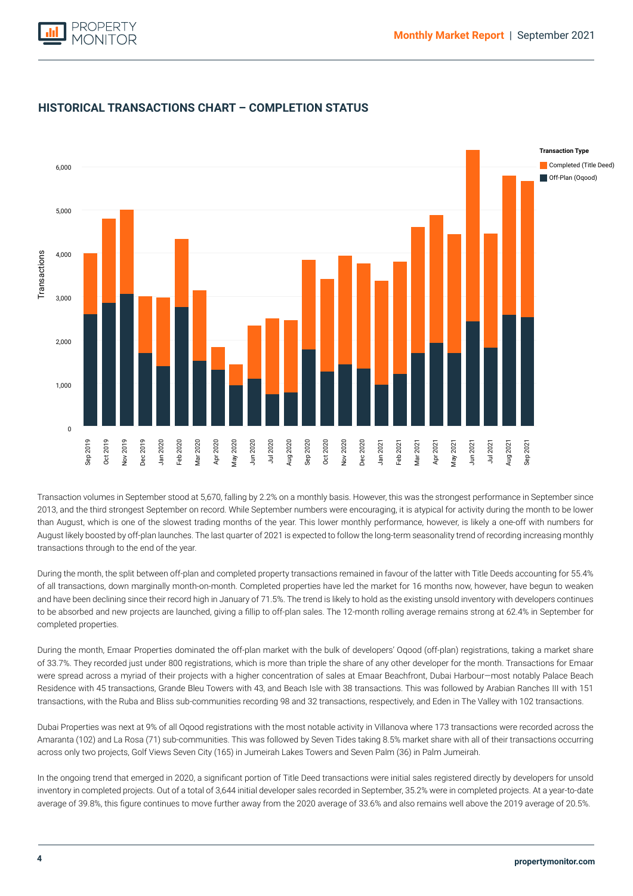## HISTORICAL TRANSACTIONS CHART – COMPLETION STATUS

Transaction Type
Completed (Title Deed)
Off-Plan (Oqood)

Transactions

6,000
5,000
4,000
3,000
2,000
1,000
0

Sep 2019 Oct 2019 Nov 2019 Dec 2019 Jan 2020 Feb 2020 Mar 2020 Apr 2020 May 2020 Jun 2020 Jul 2020 Aug 2020 Sep 2020 Oct 2020 Nov 2020 Dec 2020 Jan 2021 Feb 2021 Mar 2021 Apr 2021 May 2021 Jun 2021 Jul 2021 Aug 2021 Sep 2021

Transaction volumes in September stood at 5,670, falling by 2.2% on a monthly basis. However, this was the strongest performance in September since 2013, and the third strongest September on record. While September numbers were encouraging, it is atypical for activity during the month to be lower than August, which is one of the slowest trading months of the year. This lower monthly performance, however, is likely a one-off with numbers for August likely boosted by off-plan launches. The last quarter of 2021 is expected to follow the long-term seasonality trend of recording increasing monthly transactions through to the end of the year.

During the month, the split between off-plan and completed property transactions remained in favour of the latter with Title Deeds accounting for 55.4% of all transactions, down marginally month-on-month. Completed properties have led the market for 16 months now, however, have begun to weaken and have been declining since their record high in January of 71.5%. The trend is likely to hold as the existing unsold inventory with developers continues to be absorbed and new projects are launched, giving a fillip to off-plan sales. The 12-month rolling average remains strong at 62.4% in September for completed properties.

During the month, Emaar Properties dominated the off-plan market with the bulk of developers' Oqood (off-plan) registrations, taking a market share of 33.7%. They recorded just under 800 registrations, which is more than triple the share of any other developer for the month. Transactions for Emaar were spread across a myriad of their projects with a higher concentration of sales at Emaar Beachfront, Dubai Harbour—most notably Palace Beach Residence with 45 transactions, Grande Bleu Towers with 43, and Beach Isle with 38 transactions. This was followed by Arabian Ranches III with 151 transactions, with the Ruba and Bliss sub-communities recording 98 and 32 transactions, respectively, and Eden in The Valley with 102 transactions.

Dubai Properties was next at 9% of all Oqood registrations with the most notable activity in Villanova where 173 transactions were recorded across the Amaranta (102) and La Rosa (71) sub-communities. This was followed by Seven Tides taking 8.5% market share with all of their transactions occurring across only two projects, Golf Views Seven City (165) in Jumeirah Lakes Towers and Seven Palm (36) in Palm Jumeirah.

In the ongoing trend that emerged in 2020, a significant portion of Title Deed transactions were initial sales registered directly by developers for unsold inventory in completed projects. Out of a total of 3,644 initial developer sales recorded in September, 35.2% were in completed projects. At a year-to-date average of 39.8%, this figure continues to move further away from the 2020 average of 33.6% and also remains well above the 2019 average of 20.5%.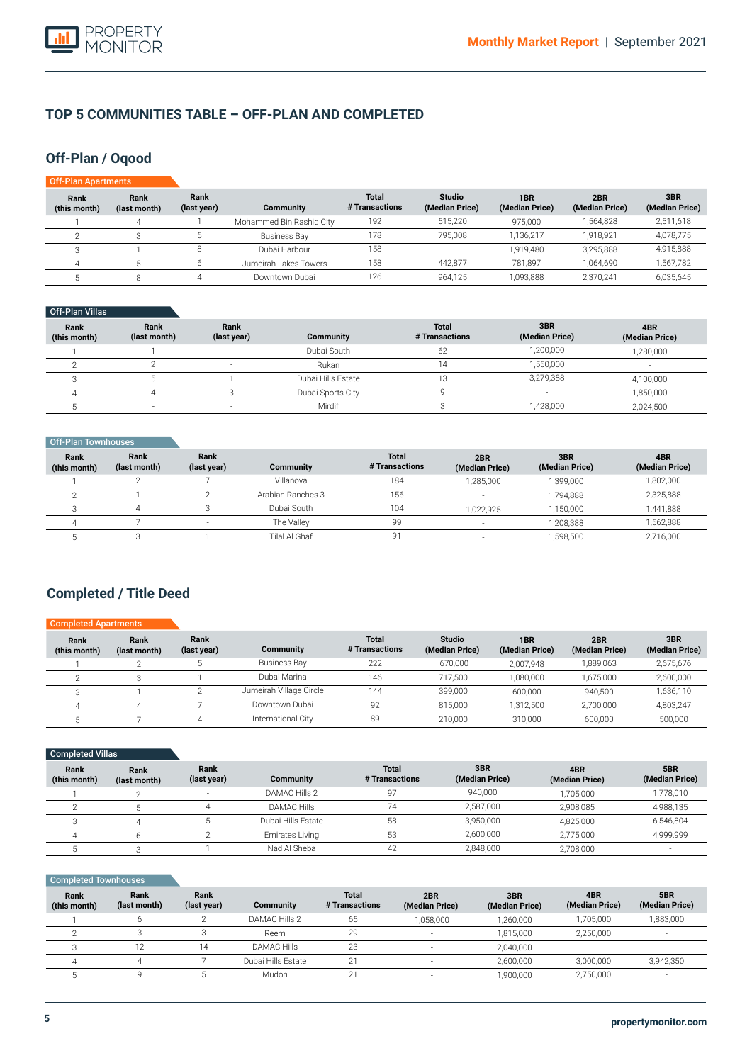## TOP 5 COMMUNITIES TABLE – OFF-PLAN AND COMPLETED

### Off-Plan / Oqood

**Off-Plan Apartments**

| Rank (this month) | Rank (last month) | Rank (last year) | Community | Total # Transactions | Studio (Median Price) | 1BR (Median Price) | 2BR (Median Price) | 3BR (Median Price) |
|---|---|---|---|---|---|---|---|---|
| 1 | 4 | 1 | Mohammed Bin Rashid City | 192 | 515,220 | 975,000 | 1,564,828 | 2,511,618 |
| 2 | 3 | 5 | Business Bay | 178 | 795,008 | 1,136,217 | 1,918,921 | 4,078,775 |
| 3 | 1 | 8 | Dubai Harbour | 158 | - | 1,919,480 | 3,295,888 | 4,915,888 |
| 4 | 5 | 6 | Jumeirah Lakes Towers | 158 | 442,877 | 781,897 | 1,064,690 | 1,567,782 |
| 5 | 8 | 4 | Downtown Dubai | 126 | 964,125 | 1,093,888 | 2,370,241 | 6,035,645 |

**Off-Plan Villas**

| Rank (this month) | Rank (last month) | Rank (last year) | Community | Total # Transactions | 3BR (Median Price) | 4BR (Median Price) |
|---|---|---|---|---|---|---|
| 1 | 1 | - | Dubai South | 62 | 1,200,000 | 1,280,000 |
| 2 | 2 | - | Rukan | 14 | 1,550,000 | - |
| 3 | 5 | 1 | Dubai Hills Estate | 13 | 3,279,388 | 4,100,000 |
| 4 | 4 | 3 | Dubai Sports City | 9 | - | 1,850,000 |
| 5 | - | - | Mirdif | 3 | 1,428,000 | 2,024,500 |

**Off-Plan Townhouses**

| Rank (this month) | Rank (last month) | Rank (last year) | Community | Total # Transactions | 2BR (Median Price) | 3BR (Median Price) | 4BR (Median Price) |
|---|---|---|---|---|---|---|---|
| 1 | 2 | 7 | Villanova | 184 | 1,285,000 | 1,399,000 | 1,802,000 |
| 2 | 1 | 2 | Arabian Ranches 3 | 156 | - | 1,794,888 | 2,325,888 |
| 3 | 4 | 3 | Dubai South | 104 | 1,022,925 | 1,150,000 | 1,441,888 |
| 4 | 7 | - | The Valley | 99 | - | 1,208,388 | 1,562,888 |
| 5 | 3 | 1 | Tilal Al Ghaf | 91 | - | 1,598,500 | 2,716,000 |

### Completed / Title Deed

**Completed Apartments**

| Rank (this month) | Rank (last month) | Rank (last year) | Community | Total # Transactions | Studio (Median Price) | 1BR (Median Price) | 2BR (Median Price) | 3BR (Median Price) |
|---|---|---|---|---|---|---|---|---|
| 1 | 2 | 5 | Business Bay | 222 | 670,000 | 2,007,948 | 1,889,063 | 2,675,676 |
| 2 | 3 | 1 | Dubai Marina | 146 | 717,500 | 1,080,000 | 1,675,000 | 2,600,000 |
| 3 | 1 | 2 | Jumeirah Village Circle | 144 | 399,000 | 600,000 | 940,500 | 1,636,110 |
| 4 | 4 | 7 | Downtown Dubai | 92 | 815,000 | 1,312,500 | 2,700,000 | 4,803,247 |
| 5 | 7 | 4 | International City | 89 | 210,000 | 310,000 | 600,000 | 500,000 |

**Completed Villas**

| Rank (this month) | Rank (last month) | Rank (last year) | Community | Total # Transactions | 3BR (Median Price) | 4BR (Median Price) | 5BR (Median Price) |
|---|---|---|---|---|---|---|---|
| 1 | 2 | - | DAMAC Hills 2 | 97 | 940,000 | 1,705,000 | 1,778,010 |
| 2 | 5 | 4 | DAMAC Hills | 74 | 2,587,000 | 2,908,085 | 4,988,135 |
| 3 | 4 | 5 | Dubai Hills Estate | 58 | 3,950,000 | 4,825,000 | 6,546,804 |
| 4 | 6 | 2 | Emirates Living | 53 | 2,600,000 | 2,775,000 | 4,999,999 |
| 5 | 3 | 1 | Nad Al Sheba | 42 | 2,848,000 | 2,708,000 | - |

**Completed Townhouses**

| Rank (this month) | Rank (last month) | Rank (last year) | Community | Total # Transactions | 2BR (Median Price) | 3BR (Median Price) | 4BR (Median Price) | 5BR (Median Price) |
|---|---|---|---|---|---|---|---|---|
| 1 | 6 | 2 | DAMAC Hills 2 | 65 | 1,058,000 | 1,260,000 | 1,705,000 | 1,883,000 |
| 2 | 3 | 3 | Reem | 29 | - | 1,815,000 | 2,250,000 | - |
| 3 | 12 | 14 | DAMAC Hills | 23 | - | 2,040,000 | - | - |
| 4 | 4 | 7 | Dubai Hills Estate | 21 | - | 2,600,000 | 3,000,000 | 3,942,350 |
| 5 | 9 | 5 | Mudon | 21 | - | 1,900,000 | 2,750,000 | - |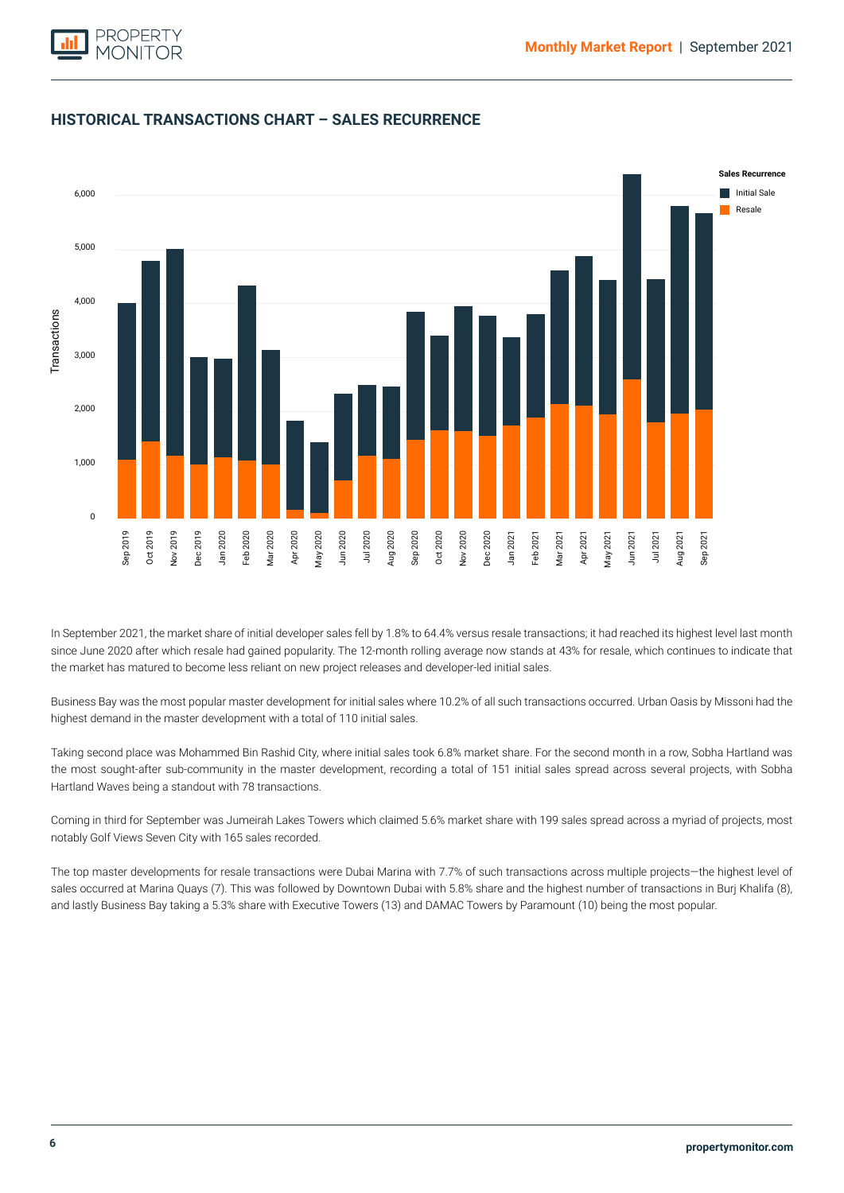## HISTORICAL TRANSACTIONS CHART – SALES RECURRENCE

Sales Recurrence
Initial Sale
Resale

Transactions

6,000
5,000
4,000
3,000
2,000
1,000
0

Sep 2019, Oct 2019, Nov 2019, Dec 2019, Jan 2020, Feb 2020, Mar 2020, Apr 2020, May 2020, Jun 2020, Jul 2020, Aug 2020, Sep 2020, Oct 2020, Nov 2020, Dec 2020, Jan 2021, Feb 2021, Mar 2021, Apr 2021, May 2021, Jun 2021, Jul 2021, Aug 2021, Sep 2021

In September 2021, the market share of initial developer sales fell by 1.8% to 64.4% versus resale transactions; it had reached its highest level last month since June 2020 after which resale had gained popularity. The 12-month rolling average now stands at 43% for resale, which continues to indicate that the market has matured to become less reliant on new project releases and developer-led initial sales.

Business Bay was the most popular master development for initial sales where 10.2% of all such transactions occurred. Urban Oasis by Missoni had the highest demand in the master development with a total of 110 initial sales.

Taking second place was Mohammed Bin Rashid City, where initial sales took 6.8% market share. For the second month in a row, Sobha Hartland was the most sought-after sub-community in the master development, recording a total of 151 initial sales spread across several projects, with Sobha Hartland Waves being a standout with 78 transactions.

Coming in third for September was Jumeirah Lakes Towers which claimed 5.6% market share with 199 sales spread across a myriad of projects, most notably Golf Views Seven City with 165 sales recorded.

The top master developments for resale transactions were Dubai Marina with 7.7% of such transactions across multiple projects—the highest level of sales occurred at Marina Quays (7). This was followed by Downtown Dubai with 5.8% share and the highest number of transactions in Burj Khalifa (8), and lastly Business Bay taking a 5.3% share with Executive Towers (13) and DAMAC Towers by Paramount (10) being the most popular.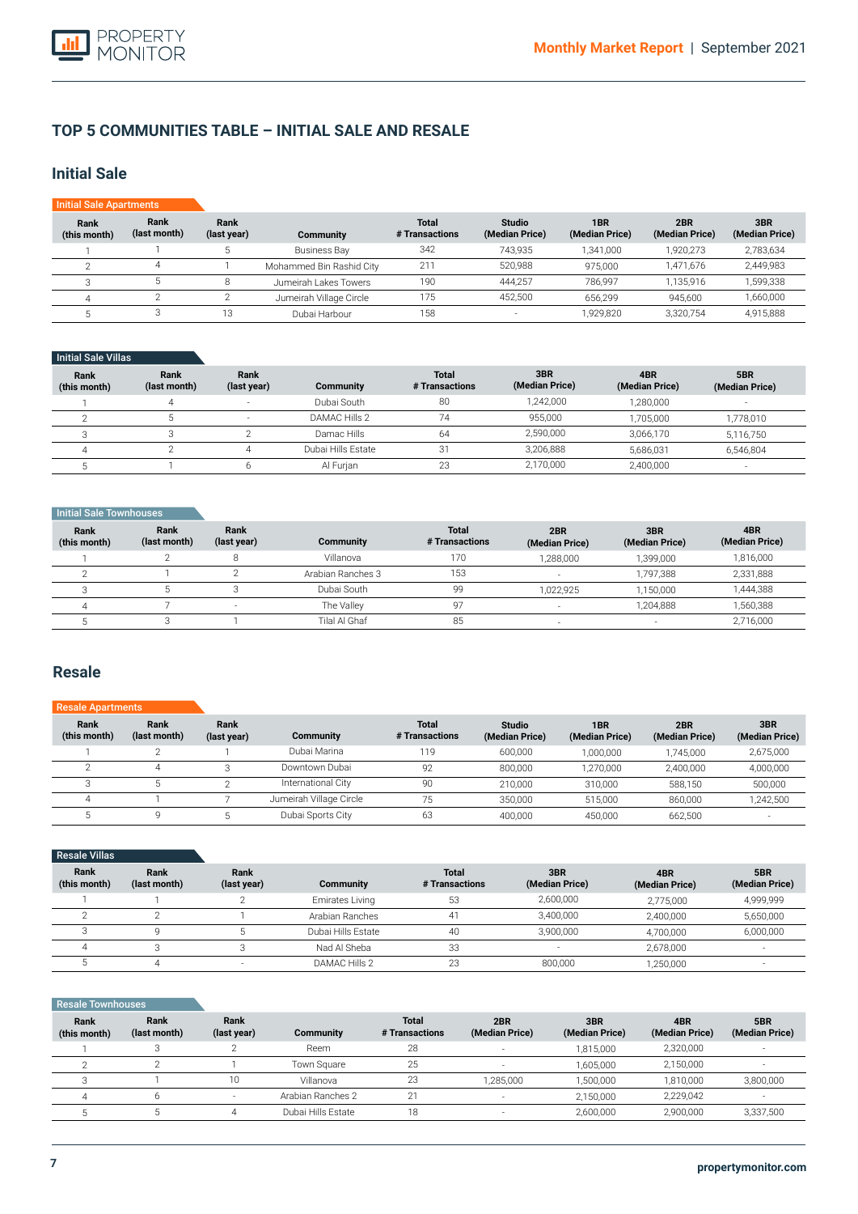## TOP 5 COMMUNITIES TABLE – INITIAL SALE AND RESALE

### Initial Sale

**Initial Sale Apartments**

| Rank (this month) | Rank (last month) | Rank (last year) | Community | Total # Transactions | Studio (Median Price) | 1BR (Median Price) | 2BR (Median Price) | 3BR (Median Price) |
|---|---|---|---|---|---|---|---|---|
| 1 | 1 | 5 | Business Bay | 342 | 743,935 | 1,341,000 | 1,920,273 | 2,783,634 |
| 2 | 4 | 1 | Mohammed Bin Rashid City | 211 | 520,988 | 975,000 | 1,471,676 | 2,449,983 |
| 3 | 5 | 8 | Jumeirah Lakes Towers | 190 | 444,257 | 786,997 | 1,135,916 | 1,599,338 |
| 4 | 2 | 2 | Jumeirah Village Circle | 175 | 452,500 | 656,299 | 945,600 | 1,660,000 |
| 5 | 3 | 13 | Dubai Harbour | 158 | - | 1,929,820 | 3,320,754 | 4,915,888 |

**Initial Sale Villas**

| Rank (this month) | Rank (last month) | Rank (last year) | Community | Total # Transactions | 3BR (Median Price) | 4BR (Median Price) | 5BR (Median Price) |
|---|---|---|---|---|---|---|---|
| 1 | 4 | - | Dubai South | 80 | 1,242,000 | 1,280,000 | - |
| 2 | 5 | - | DAMAC Hills 2 | 74 | 955,000 | 1,705,000 | 1,778,010 |
| 3 | 3 | 2 | Damac Hills | 64 | 2,590,000 | 3,066,170 | 5,116,750 |
| 4 | 2 | 4 | Dubai Hills Estate | 31 | 3,206,888 | 5,686,031 | 6,546,804 |
| 5 | 1 | 6 | Al Furjan | 23 | 2,170,000 | 2,400,000 | - |

**Initial Sale Townhouses**

| Rank (this month) | Rank (last month) | Rank (last year) | Community | Total # Transactions | 2BR (Median Price) | 3BR (Median Price) | 4BR (Median Price) |
|---|---|---|---|---|---|---|---|
| 1 | 2 | 8 | Villanova | 170 | 1,288,000 | 1,399,000 | 1,816,000 |
| 2 | 1 | 2 | Arabian Ranches 3 | 153 | - | 1,797,388 | 2,331,888 |
| 3 | 5 | 3 | Dubai South | 99 | 1,022,925 | 1,150,000 | 1,444,388 |
| 4 | 7 | - | The Valley | 97 | - | 1,204,888 | 1,560,388 |
| 5 | 3 | 1 | Tilal Al Ghaf | 85 | - | - | 2,716,000 |

### Resale

**Resale Apartments**

| Rank (this month) | Rank (last month) | Rank (last year) | Community | Total # Transactions | Studio (Median Price) | 1BR (Median Price) | 2BR (Median Price) | 3BR (Median Price) |
|---|---|---|---|---|---|---|---|---|
| 1 | 2 | 1 | Dubai Marina | 119 | 600,000 | 1,000,000 | 1,745,000 | 2,675,000 |
| 2 | 4 | 3 | Downtown Dubai | 92 | 800,000 | 1,270,000 | 2,400,000 | 4,000,000 |
| 3 | 5 | 2 | International City | 90 | 210,000 | 310,000 | 588,150 | 500,000 |
| 4 | 1 | 7 | Jumeirah Village Circle | 75 | 350,000 | 515,000 | 860,000 | 1,242,500 |
| 5 | 9 | 5 | Dubai Sports City | 63 | 400,000 | 450,000 | 662,500 | - |

**Resale Villas**

| Rank (this month) | Rank (last month) | Rank (last year) | Community | Total # Transactions | 3BR (Median Price) | 4BR (Median Price) | 5BR (Median Price) |
|---|---|---|---|---|---|---|---|
| 1 | 1 | 2 | Emirates Living | 53 | 2,600,000 | 2,775,000 | 4,999,999 |
| 2 | 2 | 1 | Arabian Ranches | 41 | 3,400,000 | 2,400,000 | 5,650,000 |
| 3 | 9 | 5 | Dubai Hills Estate | 40 | 3,900,000 | 4,700,000 | 6,000,000 |
| 4 | 3 | 3 | Nad Al Sheba | 33 | - | 2,678,000 | - |
| 5 | 4 | - | DAMAC Hills 2 | 23 | 800,000 | 1,250,000 | - |

**Resale Townhouses**

| Rank (this month) | Rank (last month) | Rank (last year) | Community | Total # Transactions | 2BR (Median Price) | 3BR (Median Price) | 4BR (Median Price) | 5BR (Median Price) |
|---|---|---|---|---|---|---|---|---|
| 1 | 3 | 2 | Reem | 28 | - | 1,815,000 | 2,320,000 | - |
| 2 | 2 | 1 | Town Square | 25 | - | 1,605,000 | 2,150,000 | - |
| 3 | 1 | 10 | Villanova | 23 | 1,285,000 | 1,500,000 | 1,810,000 | 3,800,000 |
| 4 | 6 | - | Arabian Ranches 2 | 21 | - | 2,150,000 | 2,229,042 | - |
| 5 | 5 | 4 | Dubai Hills Estate | 18 | - | 2,600,000 | 2,900,000 | 3,337,500 |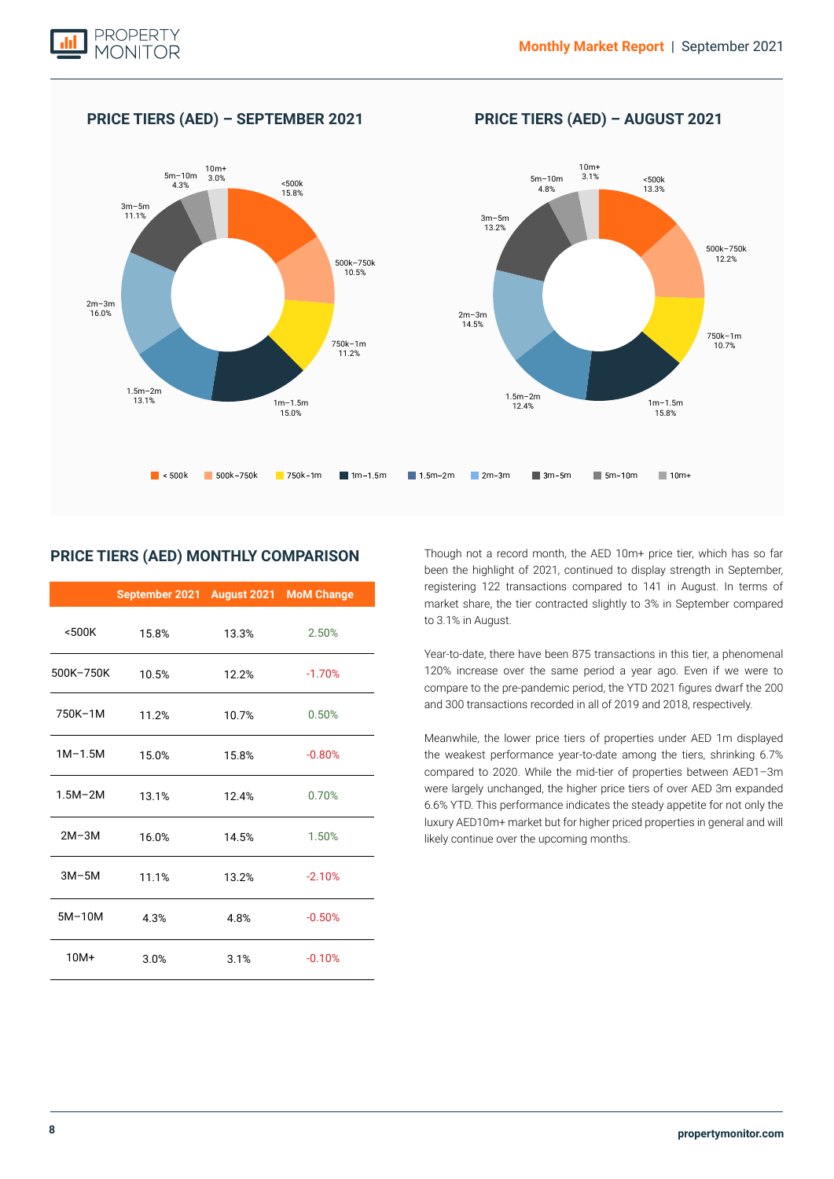## PRICE TIERS (AED) – SEPTEMBER 2021

<500k
15.8%
500k–750k
10.5%
750k–1m
11.2%
1m–1.5m
15.0%
1.5m–2m
13.1%
2m–3m
16.0%
3m–5m
11.1%
5m–10m
4.3%
10m+
3.0%

## PRICE TIERS (AED) – AUGUST 2021

<500k
13.3%
500k–750k
12.2%
750k–1m
10.7%
1m–1.5m
15.8%
1.5m–2m
12.4%
2m–3m
14.5%
3m–5m
13.2%
5m–10m
4.8%
10m+
3.1%

< 500k 500k–750k 750k–1m 1m–1.5m 1.5m–2m 2m–3m 3m–5m 5m–10m 10m+

## PRICE TIERS (AED) MONTHLY COMPARISON

| | September 2021 | August 2021 | MoM Change |
|---|---|---|---|
| <500K | 15.8% | 13.3% | 2.50% |
| 500K–750K | 10.5% | 12.2% | -1.70% |
| 750K–1M | 11.2% | 10.7% | 0.50% |
| 1M–1.5M | 15.0% | 15.8% | -0.80% |
| 1.5M–2M | 13.1% | 12.4% | 0.70% |
| 2M–3M | 16.0% | 14.5% | 1.50% |
| 3M–5M | 11.1% | 13.2% | -2.10% |
| 5M–10M | 4.3% | 4.8% | -0.50% |
| 10M+ | 3.0% | 3.1% | -0.10% |

Though not a record month, the AED 10m+ price tier, which has so far been the highlight of 2021, continued to display strength in September, registering 122 transactions compared to 141 in August. In terms of market share, the tier contracted slightly to 3% in September compared to 3.1% in August.

Year-to-date, there have been 875 transactions in this tier, a phenomenal 120% increase over the same period a year ago. Even if we were to compare to the pre-pandemic period, the YTD 2021 figures dwarf the 200 and 300 transactions recorded in all of 2019 and 2018, respectively.

Meanwhile, the lower price tiers of properties under AED 1m displayed the weakest performance year-to-date among the tiers, shrinking 6.7% compared to 2020. While the mid-tier of properties between AED1–3m were largely unchanged, the higher price tiers of over AED 3m expanded 6.6% YTD. This performance indicates the steady appetite for not only the luxury AED10m+ market but for higher priced properties in general and will likely continue over the upcoming months.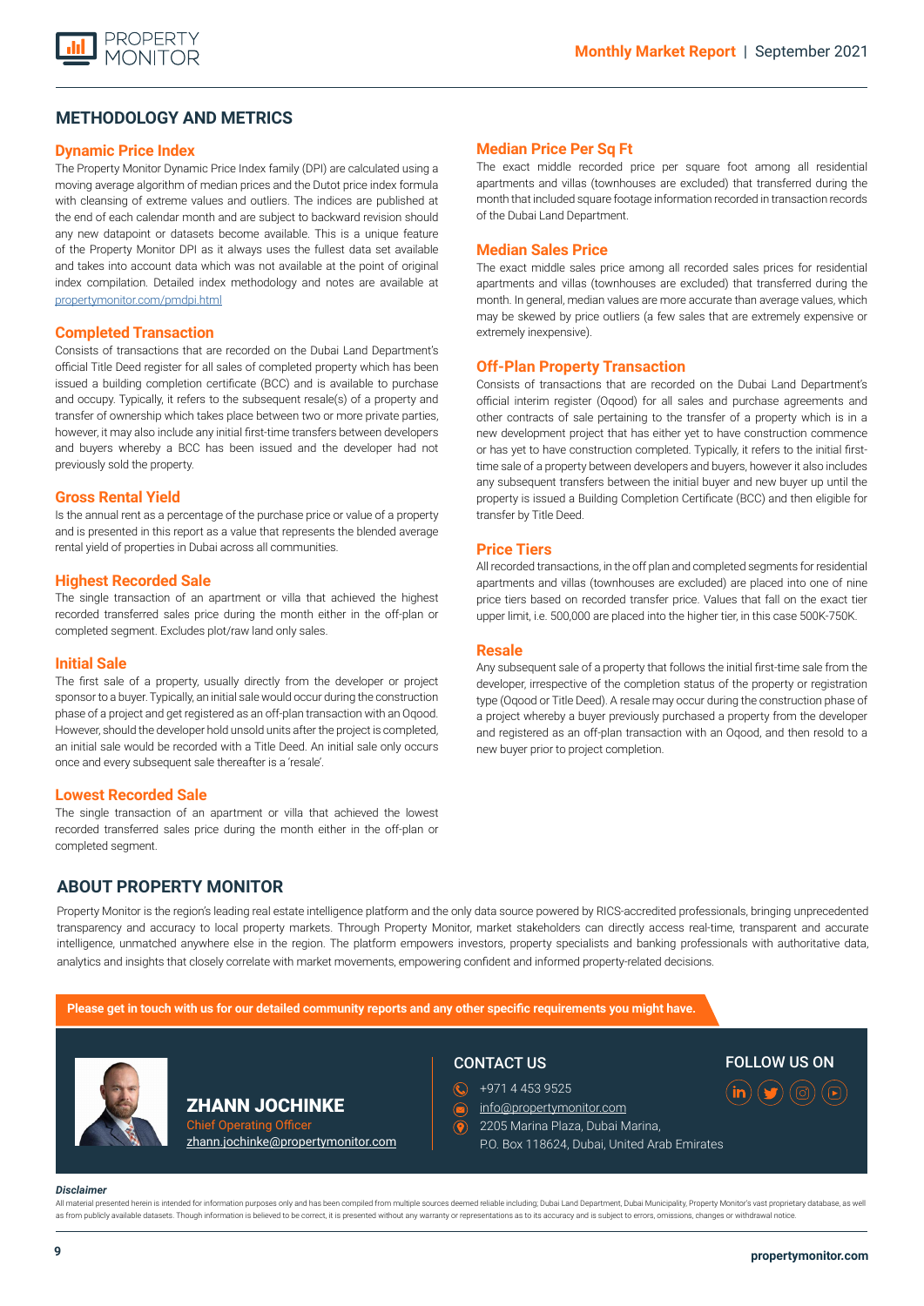## METHODOLOGY AND METRICS

### Dynamic Price Index

The Property Monitor Dynamic Price Index family (DPI) are calculated using a moving average algorithm of median prices and the Dutot price index formula with cleansing of extreme values and outliers. The indices are published at the end of each calendar month and are subject to backward revision should any new datapoint or datasets become available. This is a unique feature of the Property Monitor DPI as it always uses the fullest data set available and takes into account data which was not available at the point of original index compilation. Detailed index methodology and notes are available at propertymonitor.com/pmdpi.html

### Completed Transaction

Consists of transactions that are recorded on the Dubai Land Department's official Title Deed register for all sales of completed property which has been issued a building completion certificate (BCC) and is available to purchase and occupy. Typically, it refers to the subsequent resale(s) of a property and transfer of ownership which takes place between two or more private parties, however, it may also include any initial first-time transfers between developers and buyers whereby a BCC has been issued and the developer had not previously sold the property.

### Gross Rental Yield

Is the annual rent as a percentage of the purchase price or value of a property and is presented in this report as a value that represents the blended average rental yield of properties in Dubai across all communities.

### Highest Recorded Sale

The single transaction of an apartment or villa that achieved the highest recorded transferred sales price during the month either in the off-plan or completed segment. Excludes plot/raw land only sales.

### Initial Sale

The first sale of a property, usually directly from the developer or project sponsor to a buyer. Typically, an initial sale would occur during the construction phase of a project and get registered as an off-plan transaction with an Oqood. However, should the developer hold unsold units after the project is completed, an initial sale would be recorded with a Title Deed. An initial sale only occurs once and every subsequent sale thereafter is a 'resale'.

### Lowest Recorded Sale

The single transaction of an apartment or villa that achieved the lowest recorded transferred sales price during the month either in the off-plan or completed segment.

### Median Price Per Sq Ft

The exact middle recorded price per square foot among all residential apartments and villas (townhouses are excluded) that transferred during the month that included square footage information recorded in transaction records of the Dubai Land Department.

### Median Sales Price

The exact middle sales price among all recorded sales prices for residential apartments and villas (townhouses are excluded) that transferred during the month. In general, median values are more accurate than average values, which may be skewed by price outliers (a few sales that are extremely expensive or extremely inexpensive).

### Off-Plan Property Transaction

Consists of transactions that are recorded on the Dubai Land Department's official interim register (Oqood) for all sales and purchase agreements and other contracts of sale pertaining to the transfer of a property which is in a new development project that has either yet to have construction commence or has yet to have construction completed. Typically, it refers to the initial first-time sale of a property between developers and buyers, however it also includes any subsequent transfers between the initial buyer and new buyer up until the property is issued a Building Completion Certificate (BCC) and then eligible for transfer by Title Deed.

### Price Tiers

All recorded transactions, in the off plan and completed segments for residential apartments and villas (townhouses are excluded) are placed into one of nine price tiers based on recorded transfer price. Values that fall on the exact tier upper limit, i.e. 500,000 are placed into the higher tier, in this case 500K-750K.

### Resale

Any subsequent sale of a property that follows the initial first-time sale from the developer, irrespective of the completion status of the property or registration type (Oqood or Title Deed). A resale may occur during the construction phase of a project whereby a buyer previously purchased a property from the developer and registered as an off-plan transaction with an Oqood, and then resold to a new buyer prior to project completion.

## ABOUT PROPERTY MONITOR

Property Monitor is the region's leading real estate intelligence platform and the only data source powered by RICS-accredited professionals, bringing unprecedented transparency and accuracy to local property markets. Through Property Monitor, market stakeholders can directly access real-time, transparent and accurate intelligence, unmatched anywhere else in the region. The platform empowers investors, property specialists and banking professionals with authoritative data, analytics and insights that closely correlate with market movements, empowering confident and informed property-related decisions.

**Please get in touch with us for our detailed community reports and any other specific requirements you might have.**

**ZHANN JOCHINKE**
Chief Operating Officer
zhann.jochinke@propertymonitor.com

### CONTACT US

+971 4 453 9525
info@propertymonitor.com
2205 Marina Plaza, Dubai Marina,
P.O. Box 118624, Dubai, United Arab Emirates

### FOLLOW US ON

*Disclaimer*

All material presented herein is intended for information purposes only and has been compiled from multiple sources deemed reliable including; Dubai Land Department, Dubai Municipality, Property Monitor's vast proprietary database, as well as from publicly available datasets. Though information is believed to be correct, it is presented without any warranty or representations as to its accuracy and is subject to errors, omissions, changes or withdrawal notice.